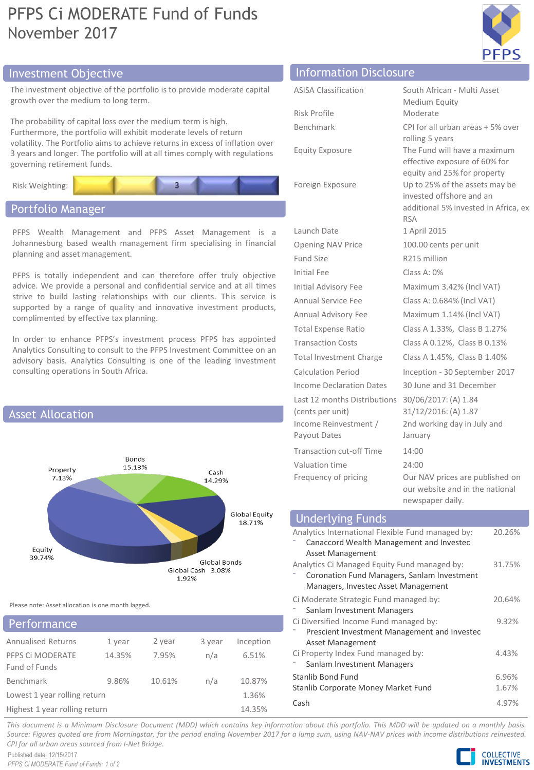# PFPS Ci MODERATE Fund of Funds
November 2017

## Investment Objective

The investment objective of the portfolio is to provide moderate capital growth over the medium to long term.

The probability of capital loss over the medium term is high. Furthermore, the portfolio will exhibit moderate levels of return volatility. The Portfolio aims to achieve returns in excess of inflation over 3 years and longer. The portfolio will at all times comply with regulations governing retirement funds.

Risk Weighting: 3

## Portfolio Manager

PFPS Wealth Management and PFPS Asset Management is a Johannesburg based wealth management firm specialising in financial planning and asset management.

PFPS is totally independent and can therefore offer truly objective advice. We provide a personal and confidential service and at all times strive to build lasting relationships with our clients. This service is supported by a range of quality and innovative investment products, complimented by effective tax planning.

In order to enhance PFPS's investment process PFPS has appointed Analytics Consulting to consult to the PFPS Investment Committee on an advisory basis. Analytics Consulting is one of the leading investment consulting operations in South Africa.

## Asset Allocation

| Asset Class | Allocation |
|---|---|
| Bonds | 15.13% |
| Cash | 14.29% |
| Global Equity | 18.71% |
| Global Bonds | 3.08% |
| Global Cash | 1.92% |
| Equity | 39.74% |
| Property | 7.13% |

Please note: Asset allocation is one month lagged.

## Performance

| Annualised Returns | 1 year | 2 year | 3 year | Inception |
|---|---|---|---|---|
| PFPS Ci MODERATE Fund of Funds | 14.35% | 7.95% | n/a | 6.51% |
| Benchmark | 9.86% | 10.61% | n/a | 10.87% |
| Lowest 1 year rolling return | | | | 1.36% |
| Highest 1 year rolling return | | | | 14.35% |

## Information Disclosure

| | |
|---|---|
| ASISA Classification | South African - Multi Asset Medium Equity |
| Risk Profile | Moderate |
| Benchmark | CPI for all urban areas + 5% over rolling 5 years |
| Equity Exposure | The Fund will have a maximum effective exposure of 60% for equity and 25% for property |
| Foreign Exposure | Up to 25% of the assets may be invested offshore and an additional 5% invested in Africa, ex RSA |
| Launch Date | 1 April 2015 |
| Opening NAV Price | 100.00 cents per unit |
| Fund Size | R215 million |
| Initial Fee | Class A: 0% |
| Initial Advisory Fee | Maximum 3.42% (Incl VAT) |
| Annual Service Fee | Class A: 0.684% (Incl VAT) |
| Annual Advisory Fee | Maximum 1.14% (Incl VAT) |
| Total Expense Ratio | Class A 1.33%, Class B 1.27% |
| Transaction Costs | Class A 0.12%, Class B 0.13% |
| Total Investment Charge | Class A 1.45%, Class B 1.40% |
| Calculation Period | Inception - 30 September 2017 |
| Income Declaration Dates | 30 June and 31 December |
| Last 12 months Distributions (cents per unit) | 30/06/2017: (A) 1.84<br>31/12/2016: (A) 1.87 |
| Income Reinvestment / Payout Dates | 2nd working day in July and January |
| Transaction cut-off Time | 14:00 |
| Valuation time | 24:00 |
| Frequency of pricing | Our NAV prices are published on our website and in the national newspaper daily. |

## Underlying Funds

| Fund | Weight |
|---|---|
| Analytics International Flexible Fund managed by: - Canaccord Wealth Management and Investec Asset Management | 20.26% |
| Analytics Ci Managed Equity Fund managed by: - Coronation Fund Managers, Sanlam Investment Managers, Investec Asset Management | 31.75% |
| Ci Moderate Strategic Fund managed by: - Sanlam Investment Managers | 20.64% |
| Ci Diversified Income Fund managed by: - Prescient Investment Management and Investec Asset Management | 9.32% |
| Ci Property Index Fund managed by: - Sanlam Investment Managers | 4.43% |
| Stanlib Bond Fund | 6.96% |
| Stanlib Corporate Money Market Fund | 1.67% |
| Cash | 4.97% |

*This document is a Minimum Disclosure Document (MDD) which contains key information about this portfolio. This MDD will be updated on a monthly basis. Source: Figures quoted are from Morningstar, for the period ending November 2017 for a lump sum, using NAV-NAV prices with income distributions reinvested. CPI for all urban areas sourced from I-Net Bridge.*

Published date: 12/15/2017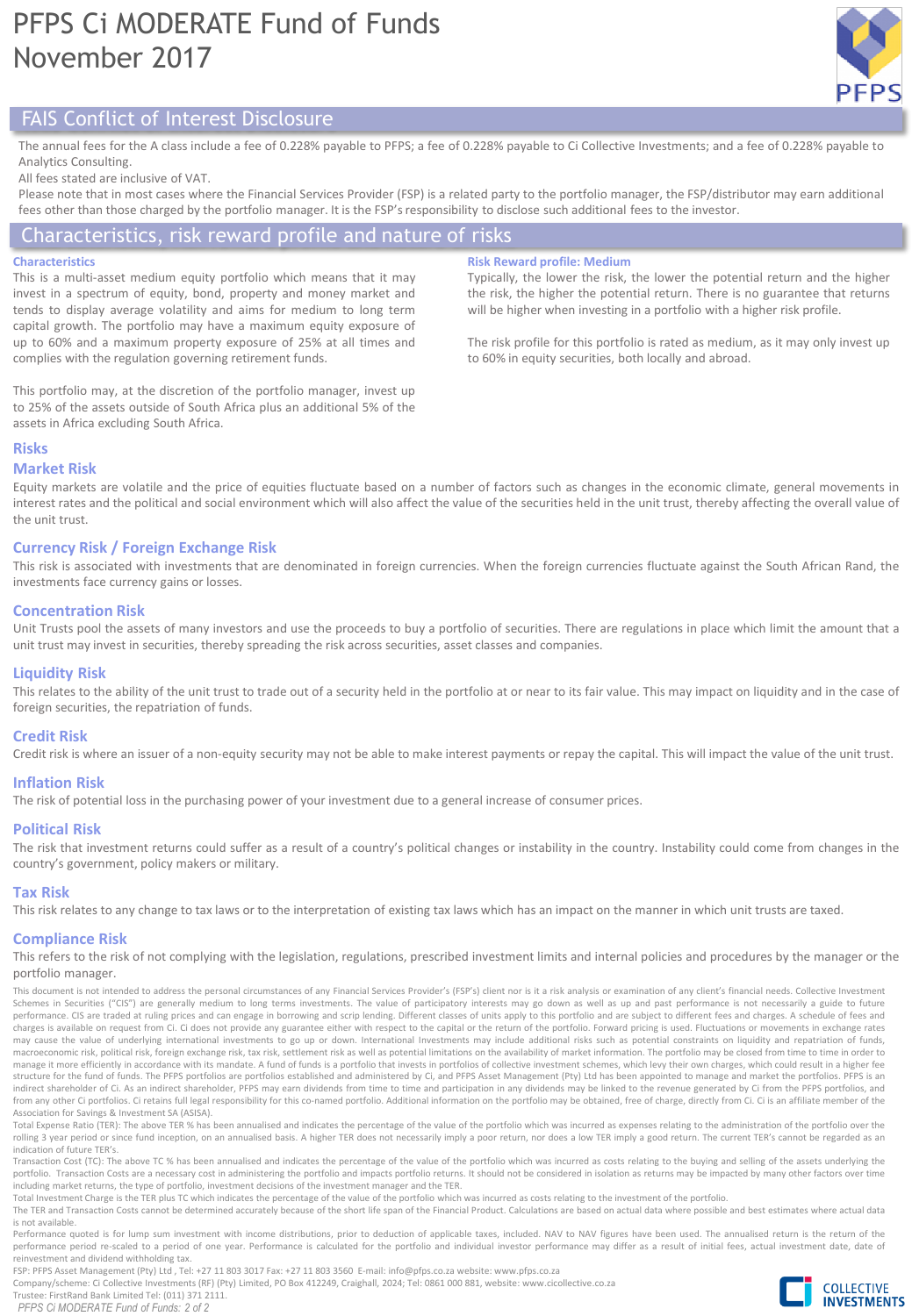# PFPS Ci MODERATE Fund of Funds
November 2017

## FAIS Conflict of Interest Disclosure

The annual fees for the A class include a fee of 0.228% payable to PFPS; a fee of 0.228% payable to Ci Collective Investments; and a fee of 0.228% payable to Analytics Consulting.

All fees stated are inclusive of VAT.

Please note that in most cases where the Financial Services Provider (FSP) is a related party to the portfolio manager, the FSP/distributor may earn additional fees other than those charged by the portfolio manager. It is the FSP's responsibility to disclose such additional fees to the investor.

## Characteristics, risk reward profile and nature of risks

### Characteristics

This is a multi-asset medium equity portfolio which means that it may invest in a spectrum of equity, bond, property and money market and tends to display average volatility and aims for medium to long term capital growth. The portfolio may have a maximum equity exposure of up to 60% and a maximum property exposure of 25% at all times and complies with the regulation governing retirement funds.

This portfolio may, at the discretion of the portfolio manager, invest up to 25% of the assets outside of South Africa plus an additional 5% of the assets in Africa excluding South Africa.

### Risk Reward profile: Medium

Typically, the lower the risk, the lower the potential return and the higher the risk, the higher the potential return. There is no guarantee that returns will be higher when investing in a portfolio with a higher risk profile.

The risk profile for this portfolio is rated as medium, as it may only invest up to 60% in equity securities, both locally and abroad.

### Risks

### Market Risk

Equity markets are volatile and the price of equities fluctuate based on a number of factors such as changes in the economic climate, general movements in interest rates and the political and social environment which will also affect the value of the securities held in the unit trust, thereby affecting the overall value of the unit trust.

### Currency Risk / Foreign Exchange Risk

This risk is associated with investments that are denominated in foreign currencies. When the foreign currencies fluctuate against the South African Rand, the investments face currency gains or losses.

### Concentration Risk

Unit Trusts pool the assets of many investors and use the proceeds to buy a portfolio of securities. There are regulations in place which limit the amount that a unit trust may invest in securities, thereby spreading the risk across securities, asset classes and companies.

### Liquidity Risk

This relates to the ability of the unit trust to trade out of a security held in the portfolio at or near to its fair value. This may impact on liquidity and in the case of foreign securities, the repatriation of funds.

### Credit Risk

Credit risk is where an issuer of a non-equity security may not be able to make interest payments or repay the capital. This will impact the value of the unit trust.

### Inflation Risk

The risk of potential loss in the purchasing power of your investment due to a general increase of consumer prices.

### Political Risk

The risk that investment returns could suffer as a result of a country's political changes or instability in the country. Instability could come from changes in the country's government, policy makers or military.

### Tax Risk

This risk relates to any change to tax laws or to the interpretation of existing tax laws which has an impact on the manner in which unit trusts are taxed.

### Compliance Risk

This refers to the risk of not complying with the legislation, regulations, prescribed investment limits and internal policies and procedures by the manager or the portfolio manager.

This document is not intended to address the personal circumstances of any Financial Services Provider's (FSP's) client nor is it a risk analysis or examination of any client's financial needs. Collective Investment Schemes in Securities ("CIS") are generally medium to long terms investments. The value of participatory interests may go down as well as up and past performance is not necessarily a guide to future performance. CIS are traded at ruling prices and can engage in borrowing and scrip lending. Different classes of units apply to this portfolio and are subject to different fees and charges. A schedule of fees and charges is available on request from Ci. Ci does not provide any guarantee either with respect to the capital or the return of the portfolio. Forward pricing is used. Fluctuations or movements in exchange rates may cause the value of underlying international investments to go up or down. International Investments may include additional risks such as potential constraints on liquidity and repatriation of funds, macroeconomic risk, political risk, foreign exchange risk, tax risk, settlement risk as well as potential limitations on the availability of market information. The portfolio may be closed from time to time in order to manage it more efficiently in accordance with its mandate. A fund of funds is a portfolio that invests in portfolios of collective investment schemes, which levy their own charges, which could result in a higher fee structure for the fund of funds. The PFPS portfolios are portfolios established and administered by Ci, and PFPS Asset Management (Pty) Ltd has been appointed to manage and market the portfolios. PFPS is an indirect shareholder of Ci. As an indirect shareholder, PFPS may earn dividends from time to time and participation in any dividends may be linked to the revenue generated by Ci from the PFPS portfolios, and from any other Ci portfolios. Ci retains full legal responsibility for this co-named portfolio. Additional information on the portfolio may be obtained, free of charge, directly from Ci. Ci is an affiliate member of the Association for Savings & Investment SA (ASISA).

Total Expense Ratio (TER): The above TER % has been annualised and indicates the percentage of the value of the portfolio which was incurred as expenses relating to the administration of the portfolio over the rolling 3 year period or since fund inception, on an annualised basis. A higher TER does not necessarily imply a poor return, nor does a low TER imply a good return. The current TER's cannot be regarded as an indication of future TER's.

Transaction Cost (TC): The above TC % has been annualised and indicates the percentage of the value of the portfolio which was incurred as costs relating to the buying and selling of the assets underlying the portfolio. Transaction Costs are a necessary cost in administering the portfolio and impacts portfolio returns. It should not be considered in isolation as returns may be impacted by many other factors over time including market returns, the type of portfolio, investment decisions of the investment manager and the TER.

Total Investment Charge is the TER plus TC which indicates the percentage of the value of the portfolio which was incurred as costs relating to the investment of the portfolio.

The TER and Transaction Costs cannot be determined accurately because of the short life span of the Financial Product. Calculations are based on actual data where possible and best estimates where actual data is not available.

Performance quoted is for lump sum investment with income distributions, prior to deduction of applicable taxes, included. NAV to NAV figures have been used. The annualised return is the return of the performance period re-scaled to a period of one year. Performance is calculated for the portfolio and individual investor performance may differ as a result of initial fees, actual investment date, date of reinvestment and dividend withholding tax.

FSP: PFPS Asset Management (Pty) Ltd , Tel: +27 11 803 3017 Fax: +27 11 803 3560 E-mail: info@pfps.co.za website: www.pfps.co.za

Company/scheme: Ci Collective Investments (RF) (Pty) Limited, PO Box 412249, Craighall, 2024; Tel: 0861 000 881, website: www.cicollective.co.za

Trustee: FirstRand Bank Limited Tel: (011) 371 2111.